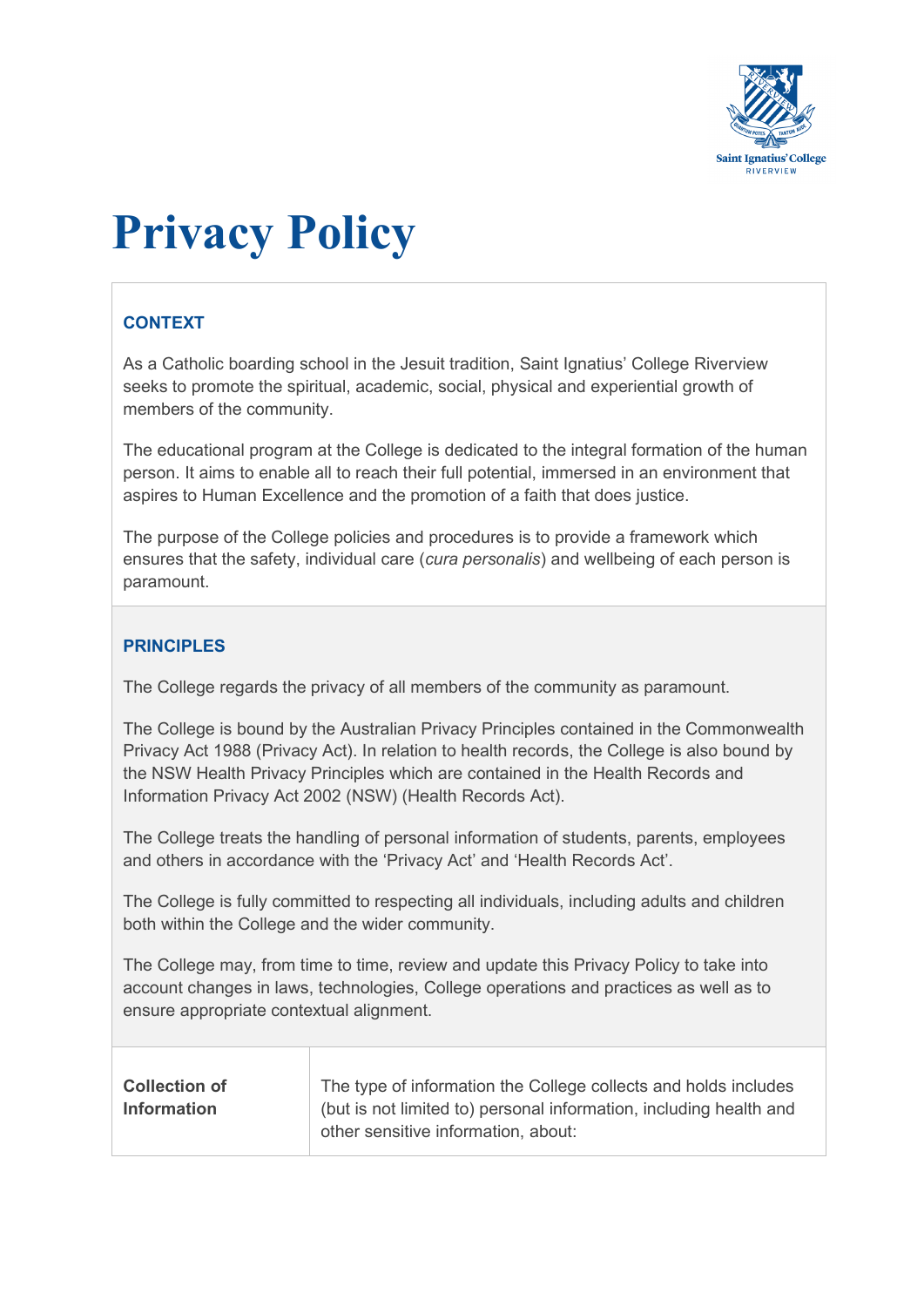# Privacy Policy

### CONTEXT

As a Catholic boarding school in the Jesuit tradition, Saint Ignatius' College Riverview seeks to promote the spiritual, academic, social, physical and experiential growth of members of the community.

The educational program at the College is dedicated to the integral formation of the human person. It aims to enable all to reach their full potential, immersed in an environment that aspires to Human Excellence and the promotion of a faith that does justice.

The purpose of the College policies and procedures is to provide a framework which ensures that the safety, individual care (*cura personalis*) and wellbeing of each person is paramount.

### PRINCIPLES

The College regards the privacy of all members of the community as paramount.

The College is bound by the Australian Privacy Principles contained in the Commonwealth Privacy Act 1988 (Privacy Act). In relation to health records, the College is also bound by the NSW Health Privacy Principles which are contained in the Health Records and Information Privacy Act 2002 (NSW) (Health Records Act).

The College treats the handling of personal information of students, parents, employees and others in accordance with the 'Privacy Act' and 'Health Records Act'.

The College is fully committed to respecting all individuals, including adults and children both within the College and the wider community.

The College may, from time to time, review and update this Privacy Policy to take into account changes in laws, technologies, College operations and practices as well as to ensure appropriate contextual alignment.

| | |
|---|---|
| **Collection of Information** | The type of information the College collects and holds includes (but is not limited to) personal information, including health and other sensitive information, about: |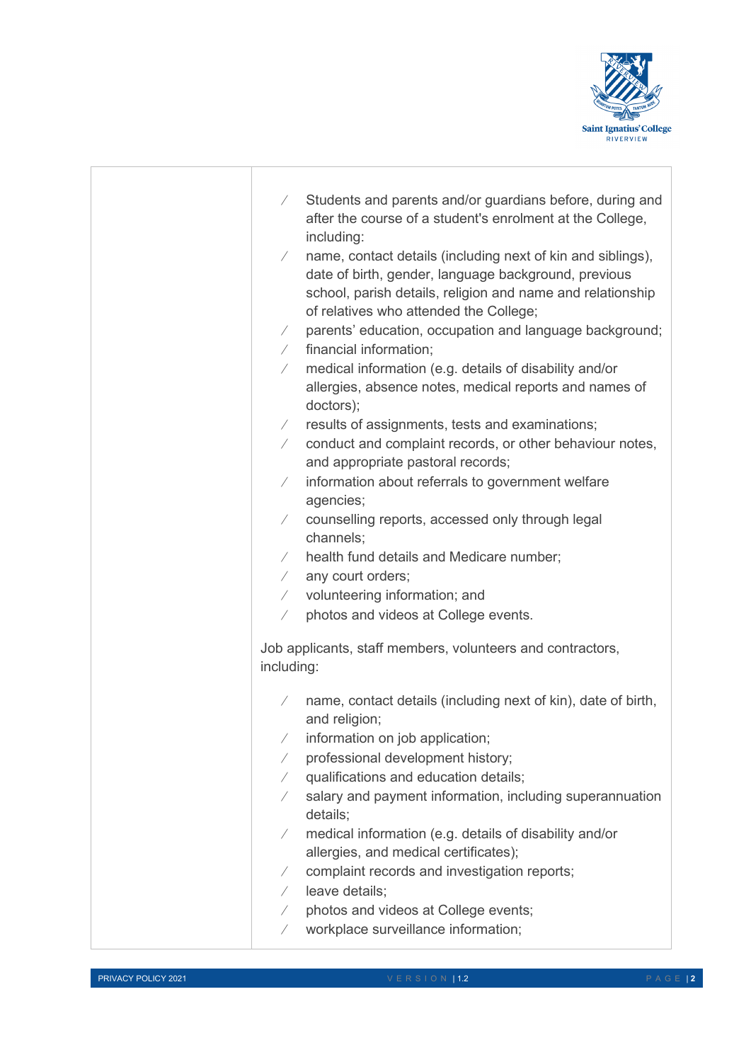- Students and parents and/or guardians before, during and after the course of a student's enrolment at the College, including:
- name, contact details (including next of kin and siblings), date of birth, gender, language background, previous school, parish details, religion and name and relationship of relatives who attended the College;
- parents' education, occupation and language background;
- financial information;
- medical information (e.g. details of disability and/or allergies, absence notes, medical reports and names of doctors);
- results of assignments, tests and examinations;
- conduct and complaint records, or other behaviour notes, and appropriate pastoral records;
- information about referrals to government welfare agencies;
- counselling reports, accessed only through legal channels;
- health fund details and Medicare number;
- any court orders;
- volunteering information; and
- photos and videos at College events.

Job applicants, staff members, volunteers and contractors, including:

- name, contact details (including next of kin), date of birth, and religion;
- information on job application;
- professional development history;
- qualifications and education details;
- salary and payment information, including superannuation details;
- medical information (e.g. details of disability and/or allergies, and medical certificates);
- complaint records and investigation reports;
- leave details;
- photos and videos at College events;
- workplace surveillance information;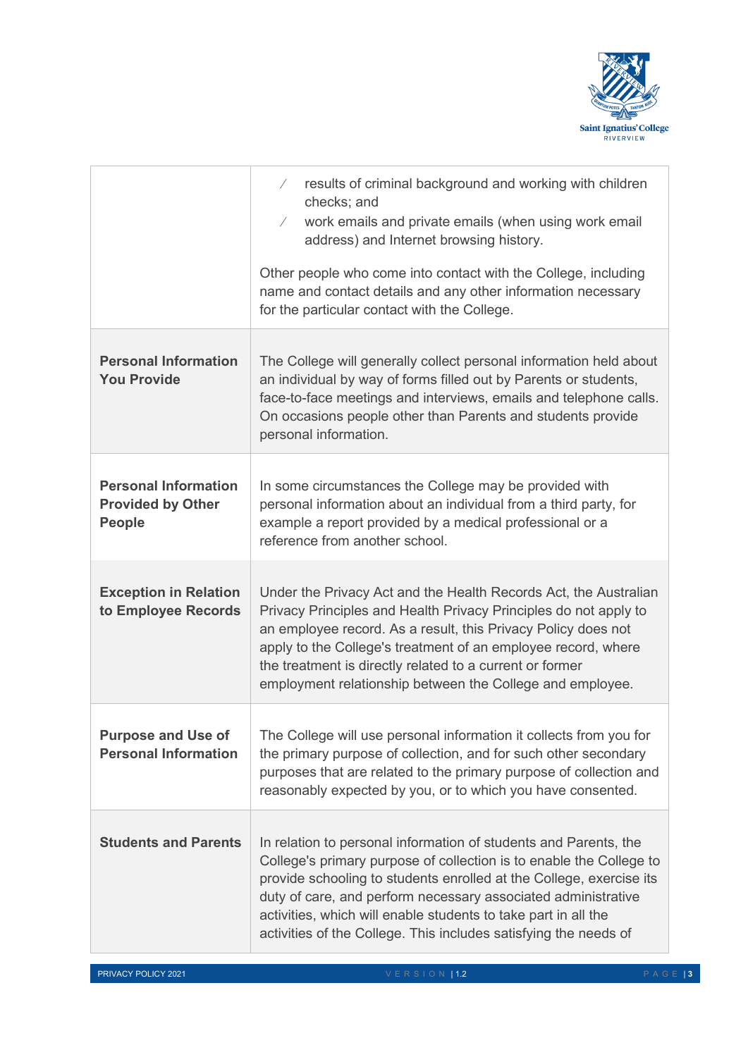| | |
|---|---|
| | - results of criminal background and working with children checks; and<br>- work emails and private emails (when using work email address) and Internet browsing history.<br><br>Other people who come into contact with the College, including name and contact details and any other information necessary for the particular contact with the College. |
| **Personal Information You Provide** | The College will generally collect personal information held about an individual by way of forms filled out by Parents or students, face-to-face meetings and interviews, emails and telephone calls. On occasions people other than Parents and students provide personal information. |
| **Personal Information Provided by Other People** | In some circumstances the College may be provided with personal information about an individual from a third party, for example a report provided by a medical professional or a reference from another school. |
| **Exception in Relation to Employee Records** | Under the Privacy Act and the Health Records Act, the Australian Privacy Principles and Health Privacy Principles do not apply to an employee record. As a result, this Privacy Policy does not apply to the College's treatment of an employee record, where the treatment is directly related to a current or former employment relationship between the College and employee. |
| **Purpose and Use of Personal Information** | The College will use personal information it collects from you for the primary purpose of collection, and for such other secondary purposes that are related to the primary purpose of collection and reasonably expected by you, or to which you have consented. |
| **Students and Parents** | In relation to personal information of students and Parents, the College's primary purpose of collection is to enable the College to provide schooling to students enrolled at the College, exercise its duty of care, and perform necessary associated administrative activities, which will enable students to take part in all the activities of the College. This includes satisfying the needs of |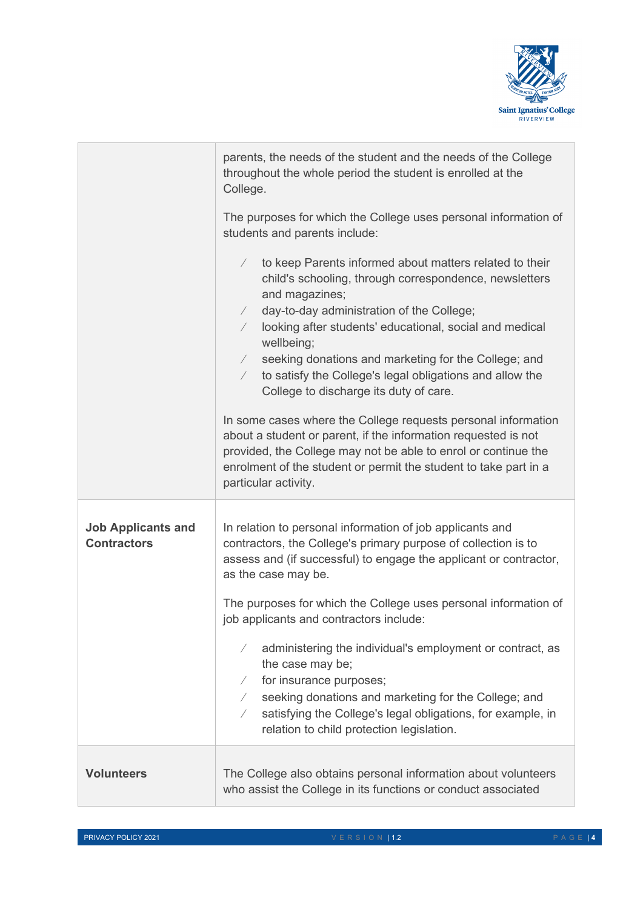| | |
|---|---|
| | parents, the needs of the student and the needs of the College throughout the whole period the student is enrolled at the College.<br><br>The purposes for which the College uses personal information of students and parents include:<br><br>- to keep Parents informed about matters related to their child's schooling, through correspondence, newsletters and magazines;<br>- day-to-day administration of the College;<br>- looking after students' educational, social and medical wellbeing;<br>- seeking donations and marketing for the College; and<br>- to satisfy the College's legal obligations and allow the College to discharge its duty of care.<br><br>In some cases where the College requests personal information about a student or parent, if the information requested is not provided, the College may not be able to enrol or continue the enrolment of the student or permit the student to take part in a particular activity. |
| **Job Applicants and Contractors** | In relation to personal information of job applicants and contractors, the College's primary purpose of collection is to assess and (if successful) to engage the applicant or contractor, as the case may be.<br><br>The purposes for which the College uses personal information of job applicants and contractors include:<br><br>- administering the individual's employment or contract, as the case may be;<br>- for insurance purposes;<br>- seeking donations and marketing for the College; and<br>- satisfying the College's legal obligations, for example, in relation to child protection legislation. |
| **Volunteers** | The College also obtains personal information about volunteers who assist the College in its functions or conduct associated |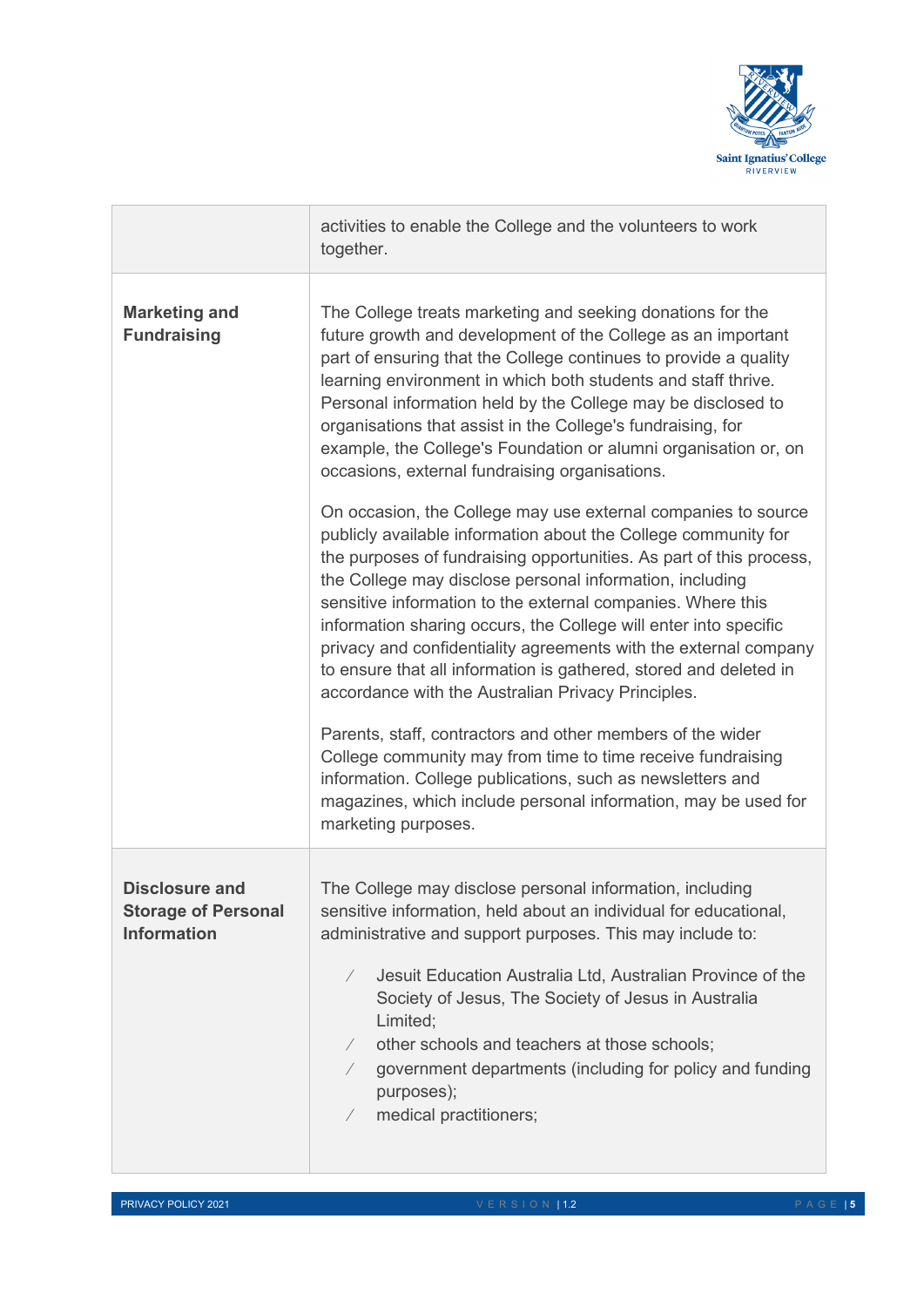| | |
|---|---|
| | activities to enable the College and the volunteers to work together. |
| **Marketing and Fundraising** | The College treats marketing and seeking donations for the future growth and development of the College as an important part of ensuring that the College continues to provide a quality learning environment in which both students and staff thrive. Personal information held by the College may be disclosed to organisations that assist in the College's fundraising, for example, the College's Foundation or alumni organisation or, on occasions, external fundraising organisations.<br><br>On occasion, the College may use external companies to source publicly available information about the College community for the purposes of fundraising opportunities. As part of this process, the College may disclose personal information, including sensitive information to the external companies. Where this information sharing occurs, the College will enter into specific privacy and confidentiality agreements with the external company to ensure that all information is gathered, stored and deleted in accordance with the Australian Privacy Principles.<br><br>Parents, staff, contractors and other members of the wider College community may from time to time receive fundraising information. College publications, such as newsletters and magazines, which include personal information, may be used for marketing purposes. |
| **Disclosure and Storage of Personal Information** | The College may disclose personal information, including sensitive information, held about an individual for educational, administrative and support purposes. This may include to:<br><br>/ Jesuit Education Australia Ltd, Australian Province of the Society of Jesus, The Society of Jesus in Australia Limited;<br>/ other schools and teachers at those schools;<br>/ government departments (including for policy and funding purposes);<br>/ medical practitioners; |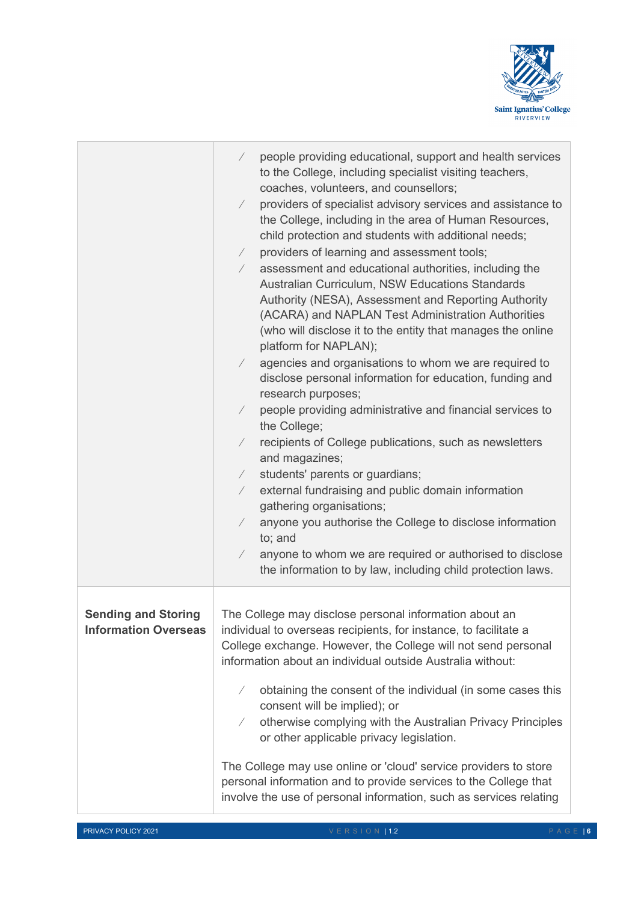| | |
|---|---|
| | - people providing educational, support and health services to the College, including specialist visiting teachers, coaches, volunteers, and counsellors;<br>- providers of specialist advisory services and assistance to the College, including in the area of Human Resources, child protection and students with additional needs;<br>- providers of learning and assessment tools;<br>- assessment and educational authorities, including the Australian Curriculum, NSW Educations Standards Authority (NESA), Assessment and Reporting Authority (ACARA) and NAPLAN Test Administration Authorities (who will disclose it to the entity that manages the online platform for NAPLAN);<br>- agencies and organisations to whom we are required to disclose personal information for education, funding and research purposes;<br>- people providing administrative and financial services to the College;<br>- recipients of College publications, such as newsletters and magazines;<br>- students' parents or guardians;<br>- external fundraising and public domain information gathering organisations;<br>- anyone you authorise the College to disclose information to; and<br>- anyone to whom we are required or authorised to disclose the information to by law, including child protection laws. |
| **Sending and Storing Information Overseas** | The College may disclose personal information about an individual to overseas recipients, for instance, to facilitate a College exchange. However, the College will not send personal information about an individual outside Australia without:<br><br>- obtaining the consent of the individual (in some cases this consent will be implied); or<br>- otherwise complying with the Australian Privacy Principles or other applicable privacy legislation.<br><br>The College may use online or 'cloud' service providers to store personal information and to provide services to the College that involve the use of personal information, such as services relating |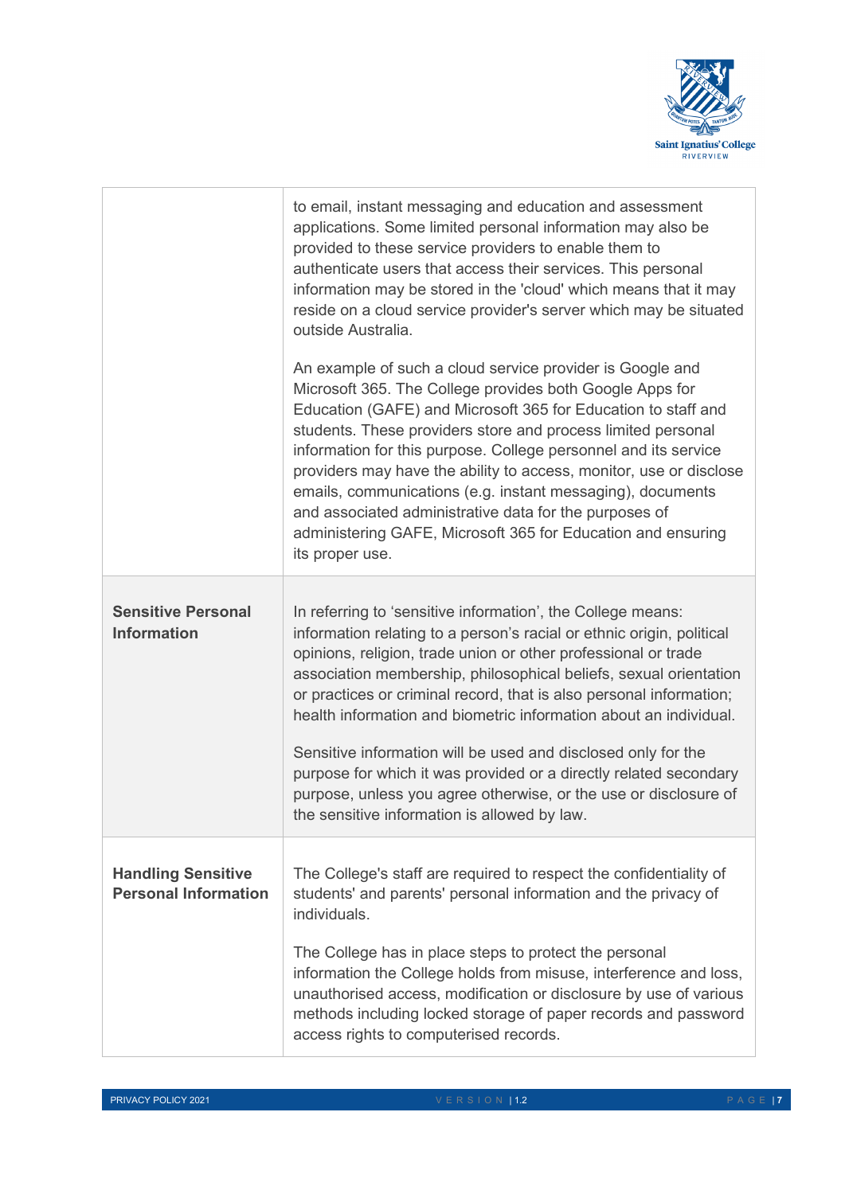| | |
|---|---|
| | to email, instant messaging and education and assessment applications. Some limited personal information may also be provided to these service providers to enable them to authenticate users that access their services. This personal information may be stored in the 'cloud' which means that it may reside on a cloud service provider's server which may be situated outside Australia.<br><br>An example of such a cloud service provider is Google and Microsoft 365. The College provides both Google Apps for Education (GAFE) and Microsoft 365 for Education to staff and students. These providers store and process limited personal information for this purpose. College personnel and its service providers may have the ability to access, monitor, use or disclose emails, communications (e.g. instant messaging), documents and associated administrative data for the purposes of administering GAFE, Microsoft 365 for Education and ensuring its proper use. |
| **Sensitive Personal Information** | In referring to 'sensitive information', the College means: information relating to a person's racial or ethnic origin, political opinions, religion, trade union or other professional or trade association membership, philosophical beliefs, sexual orientation or practices or criminal record, that is also personal information; health information and biometric information about an individual.<br><br>Sensitive information will be used and disclosed only for the purpose for which it was provided or a directly related secondary purpose, unless you agree otherwise, or the use or disclosure of the sensitive information is allowed by law. |
| **Handling Sensitive Personal Information** | The College's staff are required to respect the confidentiality of students' and parents' personal information and the privacy of individuals.<br><br>The College has in place steps to protect the personal information the College holds from misuse, interference and loss, unauthorised access, modification or disclosure by use of various methods including locked storage of paper records and password access rights to computerised records. |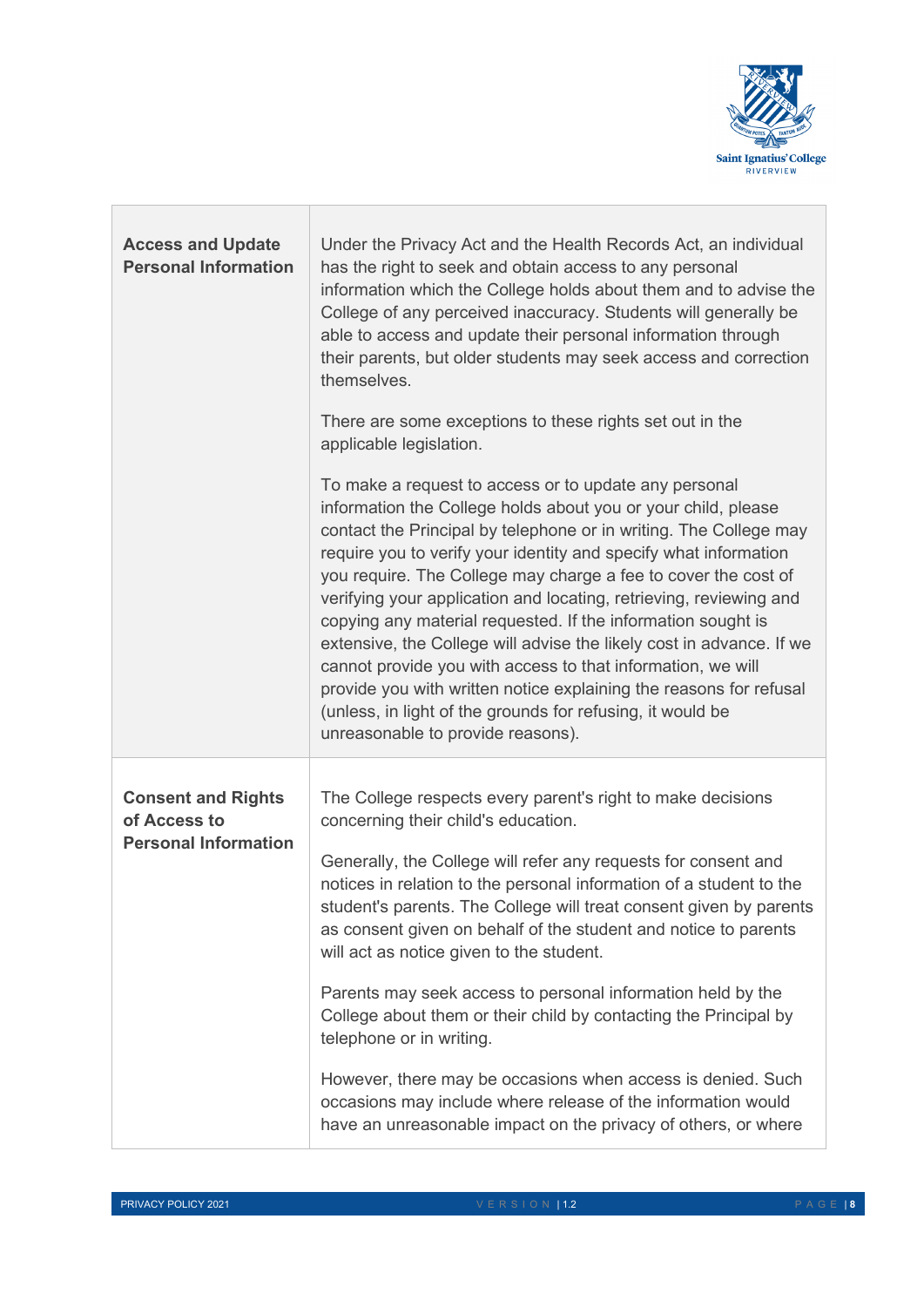| | |
|---|---|
| **Access and Update Personal Information** | Under the Privacy Act and the Health Records Act, an individual has the right to seek and obtain access to any personal information which the College holds about them and to advise the College of any perceived inaccuracy. Students will generally be able to access and update their personal information through their parents, but older students may seek access and correction themselves.<br><br>There are some exceptions to these rights set out in the applicable legislation.<br><br>To make a request to access or to update any personal information the College holds about you or your child, please contact the Principal by telephone or in writing. The College may require you to verify your identity and specify what information you require. The College may charge a fee to cover the cost of verifying your application and locating, retrieving, reviewing and copying any material requested. If the information sought is extensive, the College will advise the likely cost in advance. If we cannot provide you with access to that information, we will provide you with written notice explaining the reasons for refusal (unless, in light of the grounds for refusing, it would be unreasonable to provide reasons). |
| **Consent and Rights of Access to Personal Information** | The College respects every parent's right to make decisions concerning their child's education.<br><br>Generally, the College will refer any requests for consent and notices in relation to the personal information of a student to the student's parents. The College will treat consent given by parents as consent given on behalf of the student and notice to parents will act as notice given to the student.<br><br>Parents may seek access to personal information held by the College about them or their child by contacting the Principal by telephone or in writing.<br><br>However, there may be occasions when access is denied. Such occasions may include where release of the information would have an unreasonable impact on the privacy of others, or where |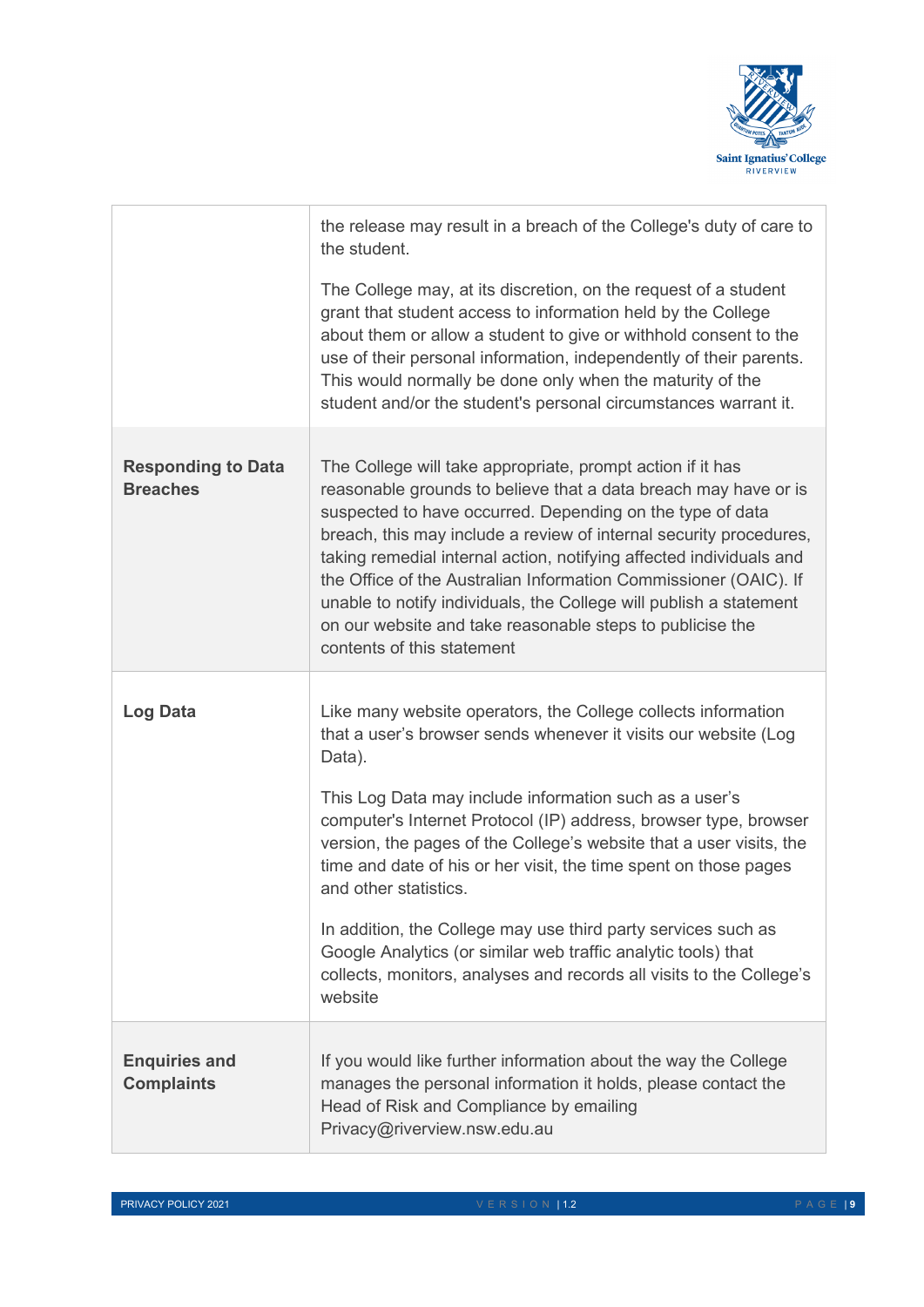| | |
|---|---|
| | the release may result in a breach of the College's duty of care to the student.<br><br>The College may, at its discretion, on the request of a student grant that student access to information held by the College about them or allow a student to give or withhold consent to the use of their personal information, independently of their parents. This would normally be done only when the maturity of the student and/or the student's personal circumstances warrant it. |
| **Responding to Data Breaches** | The College will take appropriate, prompt action if it has reasonable grounds to believe that a data breach may have or is suspected to have occurred. Depending on the type of data breach, this may include a review of internal security procedures, taking remedial internal action, notifying affected individuals and the Office of the Australian Information Commissioner (OAIC). If unable to notify individuals, the College will publish a statement on our website and take reasonable steps to publicise the contents of this statement |
| **Log Data** | Like many website operators, the College collects information that a user's browser sends whenever it visits our website (Log Data).<br><br>This Log Data may include information such as a user's computer's Internet Protocol (IP) address, browser type, browser version, the pages of the College's website that a user visits, the time and date of his or her visit, the time spent on those pages and other statistics.<br><br>In addition, the College may use third party services such as Google Analytics (or similar web traffic analytic tools) that collects, monitors, analyses and records all visits to the College's website |
| **Enquiries and Complaints** | If you would like further information about the way the College manages the personal information it holds, please contact the Head of Risk and Compliance by emailing Privacy@riverview.nsw.edu.au |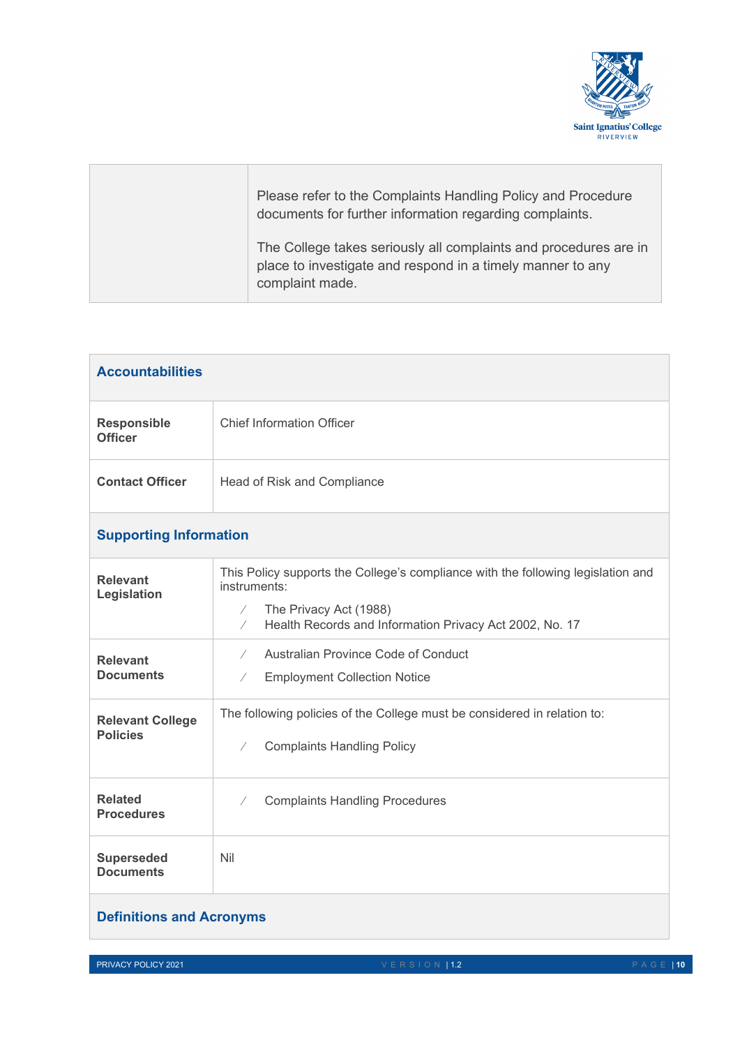| | |
|---|---|
| | Please refer to the Complaints Handling Policy and Procedure documents for further information regarding complaints.<br><br>The College takes seriously all complaints and procedures are in place to investigate and respond in a timely manner to any complaint made. |

| **Accountabilities** | |
|---|---|
| **Responsible Officer** | Chief Information Officer |
| **Contact Officer** | Head of Risk and Compliance |
| **Supporting Information** | |
| **Relevant Legislation** | This Policy supports the College's compliance with the following legislation and instruments:<br>⁄ The Privacy Act (1988)<br>⁄ Health Records and Information Privacy Act 2002, No. 17 |
| **Relevant Documents** | ⁄ Australian Province Code of Conduct<br>⁄ Employment Collection Notice |
| **Relevant College Policies** | The following policies of the College must be considered in relation to:<br>⁄ Complaints Handling Policy |
| **Related Procedures** | ⁄ Complaints Handling Procedures |
| **Superseded Documents** | Nil |
| **Definitions and Acronyms** | |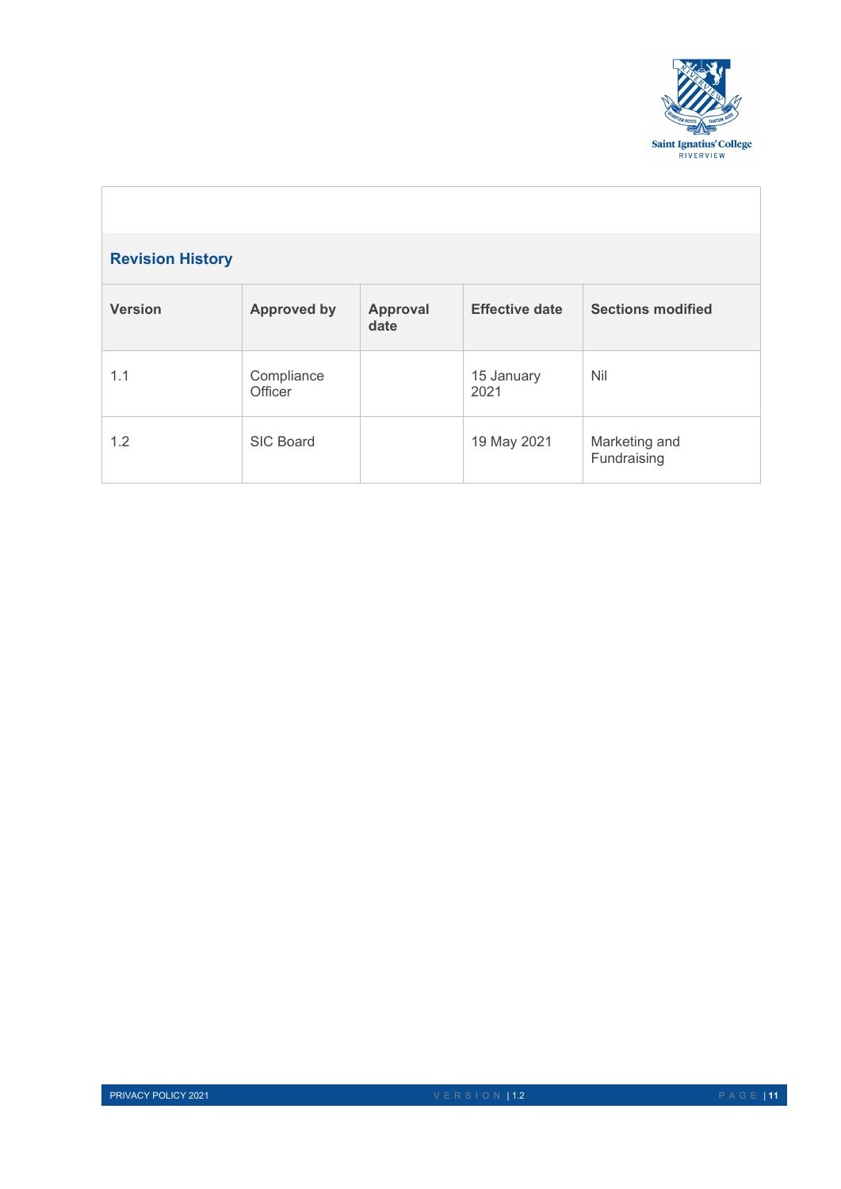## Revision History

| Version | Approved by | Approval date | Effective date | Sections modified |
|---|---|---|---|---|
| 1.1 | Compliance Officer | | 15 January 2021 | Nil |
| 1.2 | SIC Board | | 19 May 2021 | Marketing and Fundraising |